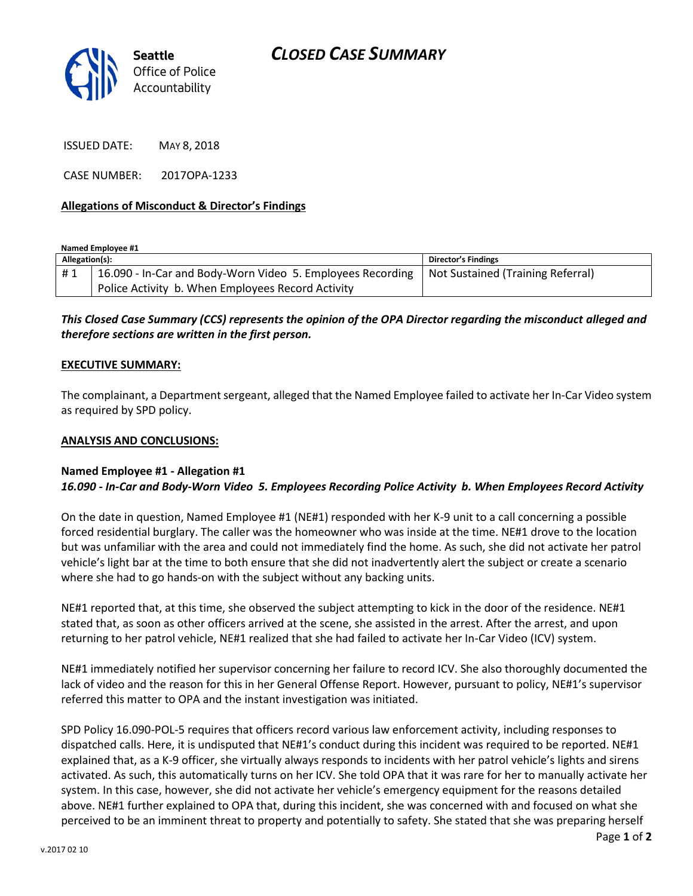# CLOSED CASE SUMMARY

Seattle Office of Police Accountability

ISSUED DATE: MAY 8, 2018

CASE NUMBER: 2017OPA-1233

**Allegations of Misconduct & Director's Findings**

**Named Employee #1**

| Allegation(s): | | Director's Findings |
|---|---|---|
| # 1 | 16.090 - In-Car and Body-Worn Video 5. Employees Recording Police Activity b. When Employees Record Activity | Not Sustained (Training Referral) |

***This Closed Case Summary (CCS) represents the opinion of the OPA Director regarding the misconduct alleged and therefore sections are written in the first person.***

**EXECUTIVE SUMMARY:**

The complainant, a Department sergeant, alleged that the Named Employee failed to activate her In-Car Video system as required by SPD policy.

**ANALYSIS AND CONCLUSIONS:**

**Named Employee #1 - Allegation #1**
***16.090 - In-Car and Body-Worn Video 5. Employees Recording Police Activity b. When Employees Record Activity***

On the date in question, Named Employee #1 (NE#1) responded with her K-9 unit to a call concerning a possible forced residential burglary. The caller was the homeowner who was inside at the time. NE#1 drove to the location but was unfamiliar with the area and could not immediately find the home. As such, she did not activate her patrol vehicle's light bar at the time to both ensure that she did not inadvertently alert the subject or create a scenario where she had to go hands-on with the subject without any backing units.

NE#1 reported that, at this time, she observed the subject attempting to kick in the door of the residence. NE#1 stated that, as soon as other officers arrived at the scene, she assisted in the arrest. After the arrest, and upon returning to her patrol vehicle, NE#1 realized that she had failed to activate her In-Car Video (ICV) system.

NE#1 immediately notified her supervisor concerning her failure to record ICV. She also thoroughly documented the lack of video and the reason for this in her General Offense Report. However, pursuant to policy, NE#1's supervisor referred this matter to OPA and the instant investigation was initiated.

SPD Policy 16.090-POL-5 requires that officers record various law enforcement activity, including responses to dispatched calls. Here, it is undisputed that NE#1's conduct during this incident was required to be reported. NE#1 explained that, as a K-9 officer, she virtually always responds to incidents with her patrol vehicle's lights and sirens activated. As such, this automatically turns on her ICV. She told OPA that it was rare for her to manually activate her system. In this case, however, she did not activate her vehicle's emergency equipment for the reasons detailed above. NE#1 further explained to OPA that, during this incident, she was concerned with and focused on what she perceived to be an imminent threat to property and potentially to safety. She stated that she was preparing herself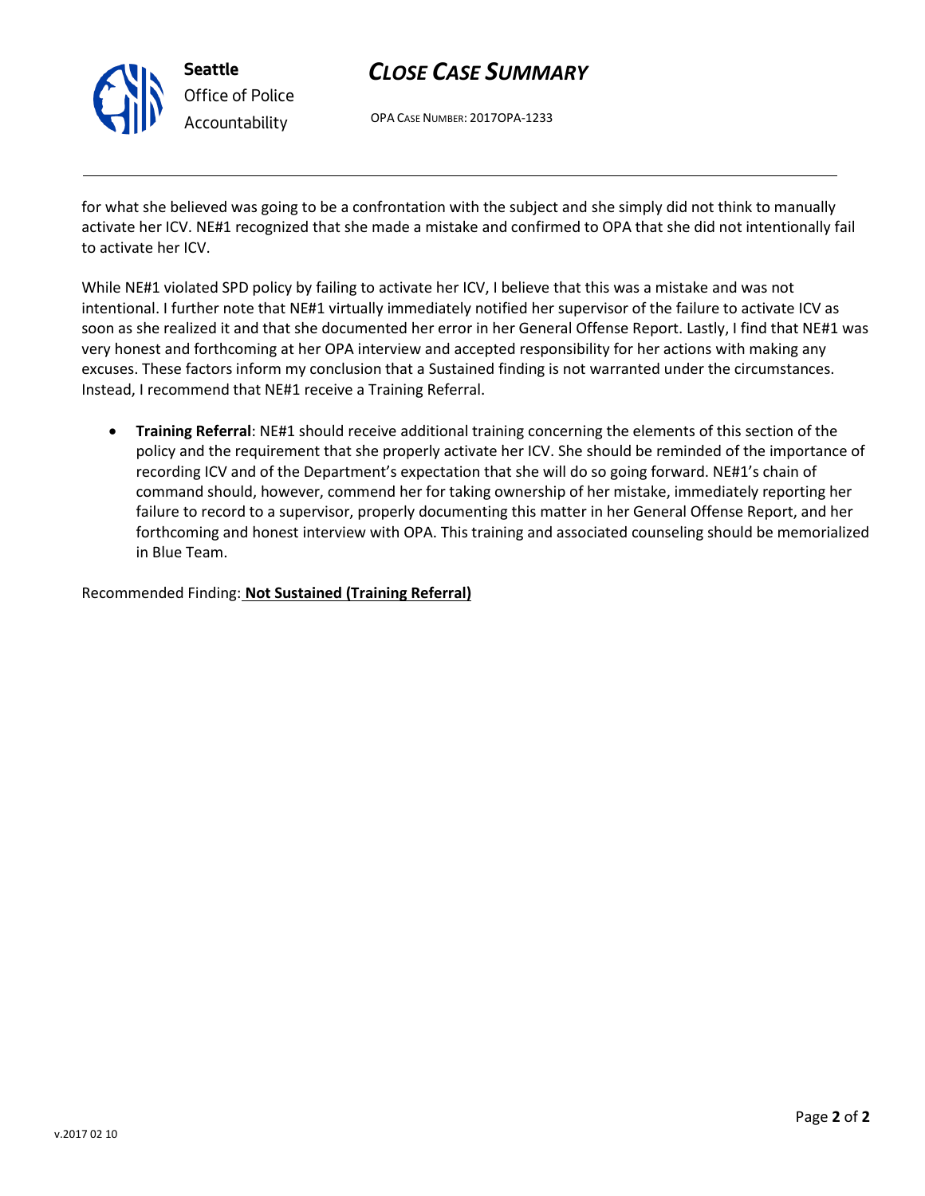for what she believed was going to be a confrontation with the subject and she simply did not think to manually activate her ICV. NE#1 recognized that she made a mistake and confirmed to OPA that she did not intentionally fail to activate her ICV.

While NE#1 violated SPD policy by failing to activate her ICV, I believe that this was a mistake and was not intentional. I further note that NE#1 virtually immediately notified her supervisor of the failure to activate ICV as soon as she realized it and that she documented her error in her General Offense Report. Lastly, I find that NE#1 was very honest and forthcoming at her OPA interview and accepted responsibility for her actions with making any excuses. These factors inform my conclusion that a Sustained finding is not warranted under the circumstances. Instead, I recommend that NE#1 receive a Training Referral.

- **Training Referral**: NE#1 should receive additional training concerning the elements of this section of the policy and the requirement that she properly activate her ICV. She should be reminded of the importance of recording ICV and of the Department's expectation that she will do so going forward. NE#1's chain of command should, however, commend her for taking ownership of her mistake, immediately reporting her failure to record to a supervisor, properly documenting this matter in her General Offense Report, and her forthcoming and honest interview with OPA. This training and associated counseling should be memorialized in Blue Team.

Recommended Finding: **Not Sustained (Training Referral)**